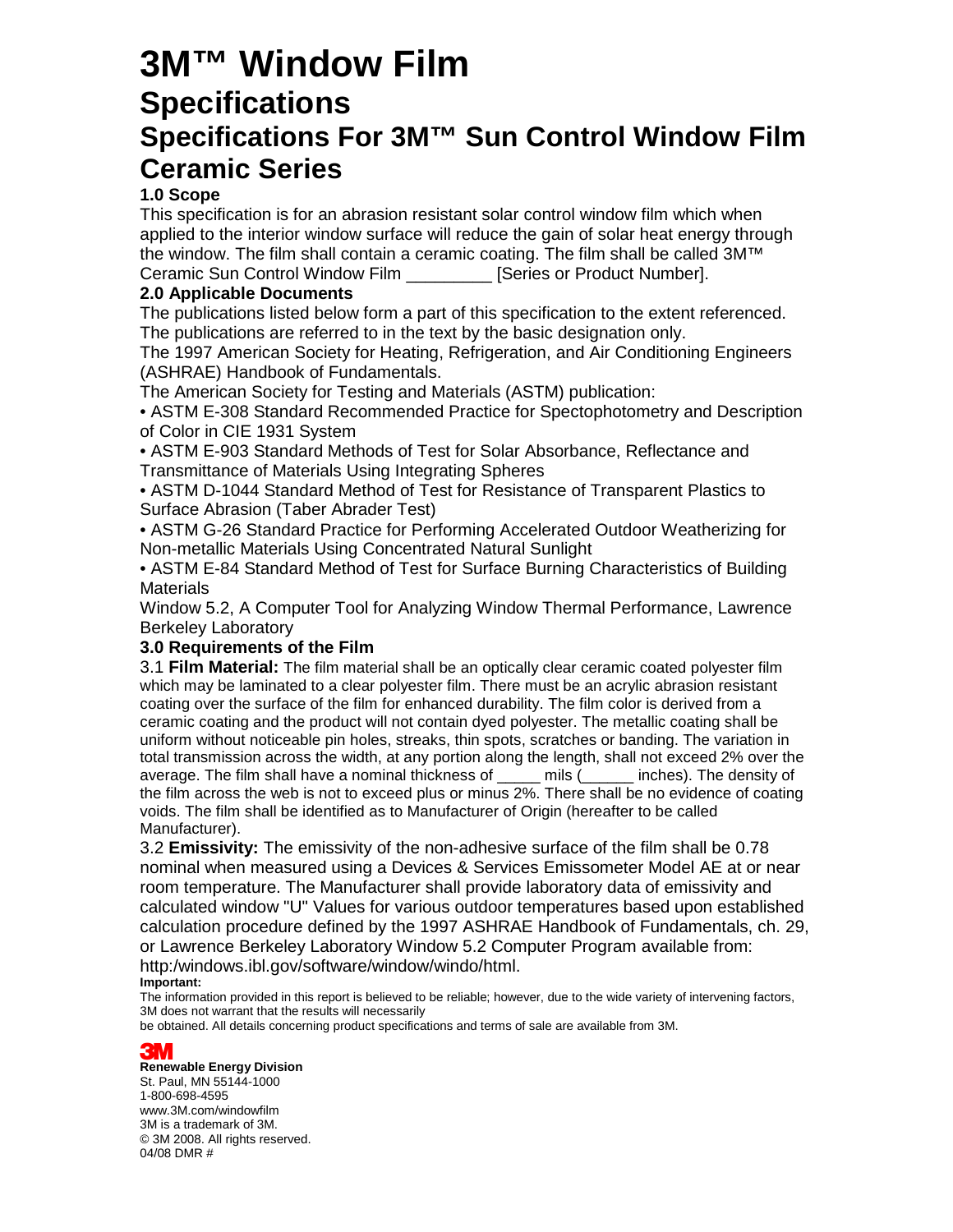# 3M™ Window Film

## Specifications

## Specifications For 3M™ Sun Control Window Film Ceramic Series

### 1.0 Scope

This specification is for an abrasion resistant solar control window film which when applied to the interior window surface will reduce the gain of solar heat energy through the window. The film shall contain a ceramic coating. The film shall be called 3M™ Ceramic Sun Control Window Film _________ [Series or Product Number].

### 2.0 Applicable Documents

The publications listed below form a part of this specification to the extent referenced. The publications are referred to in the text by the basic designation only.

The 1997 American Society for Heating, Refrigeration, and Air Conditioning Engineers (ASHRAE) Handbook of Fundamentals.

The American Society for Testing and Materials (ASTM) publication:

- ASTM E-308 Standard Recommended Practice for Spectophotometry and Description of Color in CIE 1931 System
- ASTM E-903 Standard Methods of Test for Solar Absorbance, Reflectance and Transmittance of Materials Using Integrating Spheres
- ASTM D-1044 Standard Method of Test for Resistance of Transparent Plastics to Surface Abrasion (Taber Abrader Test)
- ASTM G-26 Standard Practice for Performing Accelerated Outdoor Weatherizing for Non-metallic Materials Using Concentrated Natural Sunlight
- ASTM E-84 Standard Method of Test for Surface Burning Characteristics of Building Materials

Window 5.2, A Computer Tool for Analyzing Window Thermal Performance, Lawrence Berkeley Laboratory

### 3.0 Requirements of the Film

3.1 **Film Material:** The film material shall be an optically clear ceramic coated polyester film which may be laminated to a clear polyester film. There must be an acrylic abrasion resistant coating over the surface of the film for enhanced durability. The film color is derived from a ceramic coating and the product will not contain dyed polyester. The metallic coating shall be uniform without noticeable pin holes, streaks, thin spots, scratches or banding. The variation in total transmission across the width, at any portion along the length, shall not exceed 2% over the average. The film shall have a nominal thickness of _____ mils (______ inches). The density of the film across the web is not to exceed plus or minus 2%. There shall be no evidence of coating voids. The film shall be identified as to Manufacturer of Origin (hereafter to be called Manufacturer).

3.2 **Emissivity:** The emissivity of the non-adhesive surface of the film shall be 0.78 nominal when measured using a Devices & Services Emissometer Model AE at or near room temperature. The Manufacturer shall provide laboratory data of emissivity and calculated window "U" Values for various outdoor temperatures based upon established calculation procedure defined by the 1997 ASHRAE Handbook of Fundamentals, ch. 29, or Lawrence Berkeley Laboratory Window 5.2 Computer Program available from: http:/windows.ibl.gov/software/window/windo/html.

**Important:**

The information provided in this report is believed to be reliable; however, due to the wide variety of intervening factors, 3M does not warrant that the results will necessarily be obtained. All details concerning product specifications and terms of sale are available from 3M.

3M

**Renewable Energy Division**
St. Paul, MN 55144-1000
1-800-698-4595
www.3M.com/windowfilm
3M is a trademark of 3M.
© 3M 2008. All rights reserved.
04/08 DMR #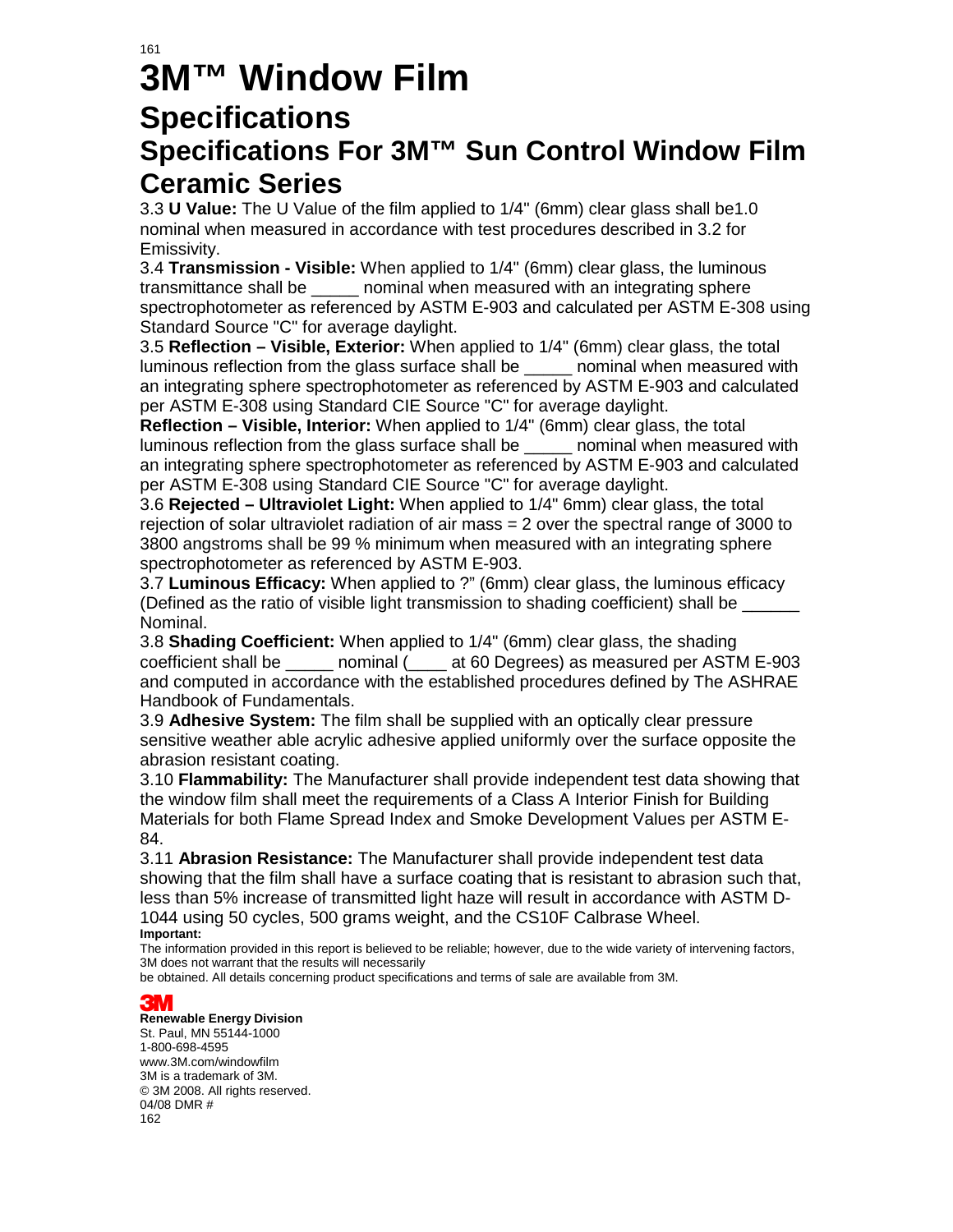# 3M™ Window Film

## Specifications

## Specifications For 3M™ Sun Control Window Film Ceramic Series

3.3 **U Value:** The U Value of the film applied to 1/4" (6mm) clear glass shall be1.0 nominal when measured in accordance with test procedures described in 3.2 for Emissivity.

3.4 **Transmission - Visible:** When applied to 1/4" (6mm) clear glass, the luminous transmittance shall be _____ nominal when measured with an integrating sphere spectrophotometer as referenced by ASTM E-903 and calculated per ASTM E-308 using Standard Source "C" for average daylight.

3.5 **Reflection – Visible, Exterior:** When applied to 1/4" (6mm) clear glass, the total luminous reflection from the glass surface shall be _____ nominal when measured with an integrating sphere spectrophotometer as referenced by ASTM E-903 and calculated per ASTM E-308 using Standard CIE Source "C" for average daylight.

**Reflection – Visible, Interior:** When applied to 1/4" (6mm) clear glass, the total luminous reflection from the glass surface shall be _____ nominal when measured with an integrating sphere spectrophotometer as referenced by ASTM E-903 and calculated per ASTM E-308 using Standard CIE Source "C" for average daylight.

3.6 **Rejected – Ultraviolet Light:** When applied to 1/4" 6mm) clear glass, the total rejection of solar ultraviolet radiation of air mass = 2 over the spectral range of 3000 to 3800 angstroms shall be 99 % minimum when measured with an integrating sphere spectrophotometer as referenced by ASTM E-903.

3.7 **Luminous Efficacy:** When applied to ?" (6mm) clear glass, the luminous efficacy (Defined as the ratio of visible light transmission to shading coefficient) shall be ______ Nominal.

3.8 **Shading Coefficient:** When applied to 1/4" (6mm) clear glass, the shading coefficient shall be _____ nominal (____ at 60 Degrees) as measured per ASTM E-903 and computed in accordance with the established procedures defined by The ASHRAE Handbook of Fundamentals.

3.9 **Adhesive System:** The film shall be supplied with an optically clear pressure sensitive weather able acrylic adhesive applied uniformly over the surface opposite the abrasion resistant coating.

3.10 **Flammability:** The Manufacturer shall provide independent test data showing that the window film shall meet the requirements of a Class A Interior Finish for Building Materials for both Flame Spread Index and Smoke Development Values per ASTM E-84.

3.11 **Abrasion Resistance:** The Manufacturer shall provide independent test data showing that the film shall have a surface coating that is resistant to abrasion such that, less than 5% increase of transmitted light haze will result in accordance with ASTM D-1044 using 50 cycles, 500 grams weight, and the CS10F Calbrase Wheel.

**Important:**

The information provided in this report is believed to be reliable; however, due to the wide variety of intervening factors, 3M does not warrant that the results will necessarily be obtained. All details concerning product specifications and terms of sale are available from 3M.

3M

**Renewable Energy Division**
St. Paul, MN 55144-1000
1-800-698-4595
www.3M.com/windowfilm
3M is a trademark of 3M.
© 3M 2008. All rights reserved.
04/08 DMR #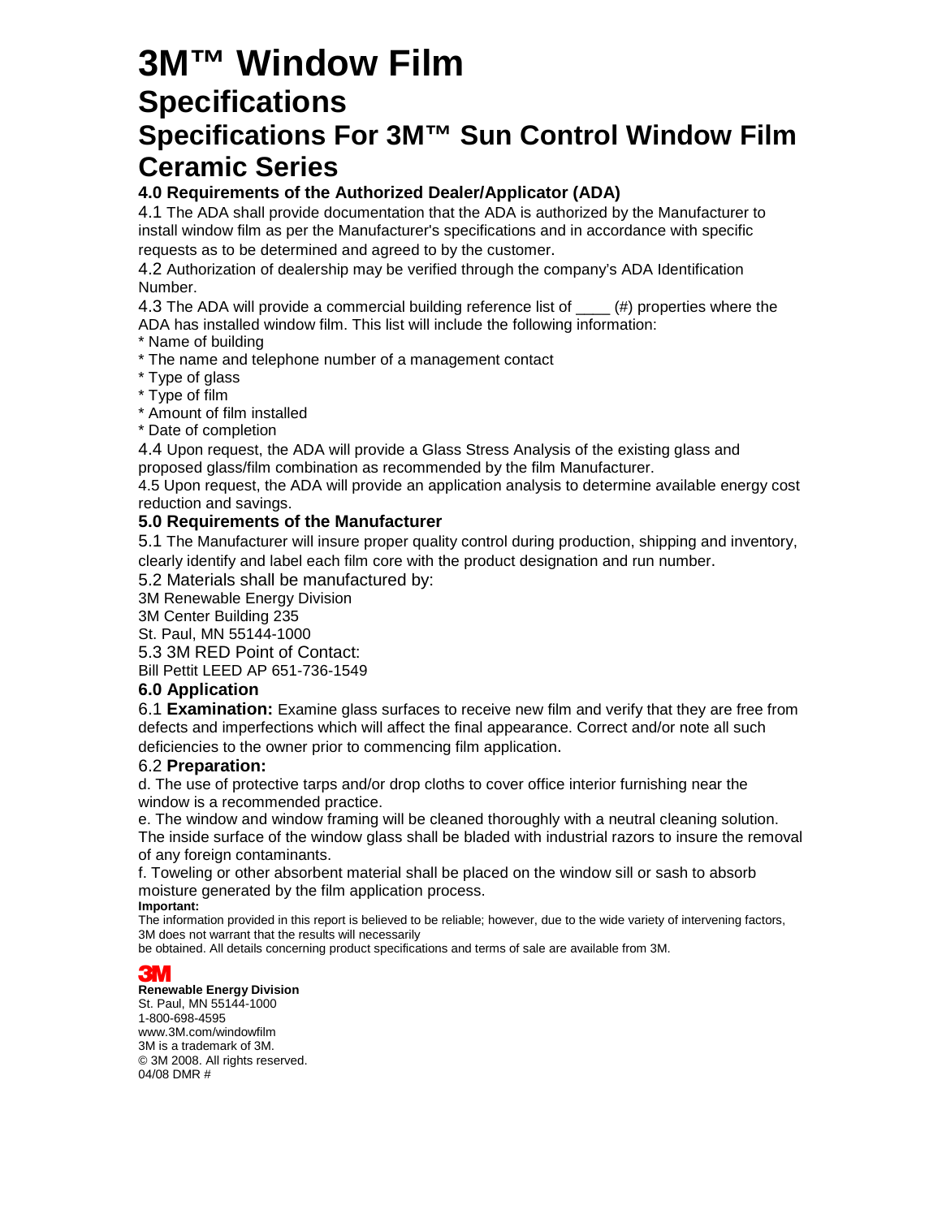# 3M™ Window Film

## Specifications

## Specifications For 3M™ Sun Control Window Film Ceramic Series

### 4.0 Requirements of the Authorized Dealer/Applicator (ADA)

4.1 The ADA shall provide documentation that the ADA is authorized by the Manufacturer to install window film as per the Manufacturer's specifications and in accordance with specific requests as to be determined and agreed to by the customer.

4.2 Authorization of dealership may be verified through the company's ADA Identification Number.

4.3 The ADA will provide a commercial building reference list of ____ (#) properties where the ADA has installed window film. This list will include the following information:

* Name of building
* The name and telephone number of a management contact
* Type of glass
* Type of film
* Amount of film installed
* Date of completion

4.4 Upon request, the ADA will provide a Glass Stress Analysis of the existing glass and proposed glass/film combination as recommended by the film Manufacturer.

4.5 Upon request, the ADA will provide an application analysis to determine available energy cost reduction and savings.

### 5.0 Requirements of the Manufacturer

5.1 The Manufacturer will insure proper quality control during production, shipping and inventory, clearly identify and label each film core with the product designation and run number.

5.2 Materials shall be manufactured by:

3M Renewable Energy Division
3M Center Building 235
St. Paul, MN 55144-1000

5.3 3M RED Point of Contact:

Bill Pettit LEED AP 651-736-1549

### 6.0 Application

6.1 **Examination:** Examine glass surfaces to receive new film and verify that they are free from defects and imperfections which will affect the final appearance. Correct and/or note all such deficiencies to the owner prior to commencing film application.

6.2 **Preparation:**

d. The use of protective tarps and/or drop cloths to cover office interior furnishing near the window is a recommended practice.

e. The window and window framing will be cleaned thoroughly with a neutral cleaning solution. The inside surface of the window glass shall be bladed with industrial razors to insure the removal of any foreign contaminants.

f. Toweling or other absorbent material shall be placed on the window sill or sash to absorb moisture generated by the film application process.

**Important:**

The information provided in this report is believed to be reliable; however, due to the wide variety of intervening factors, 3M does not warrant that the results will necessarily
be obtained. All details concerning product specifications and terms of sale are available from 3M.

3M

**Renewable Energy Division**
St. Paul, MN 55144-1000
1-800-698-4595
www.3M.com/windowfilm
3M is a trademark of 3M.
© 3M 2008. All rights reserved.
04/08 DMR #